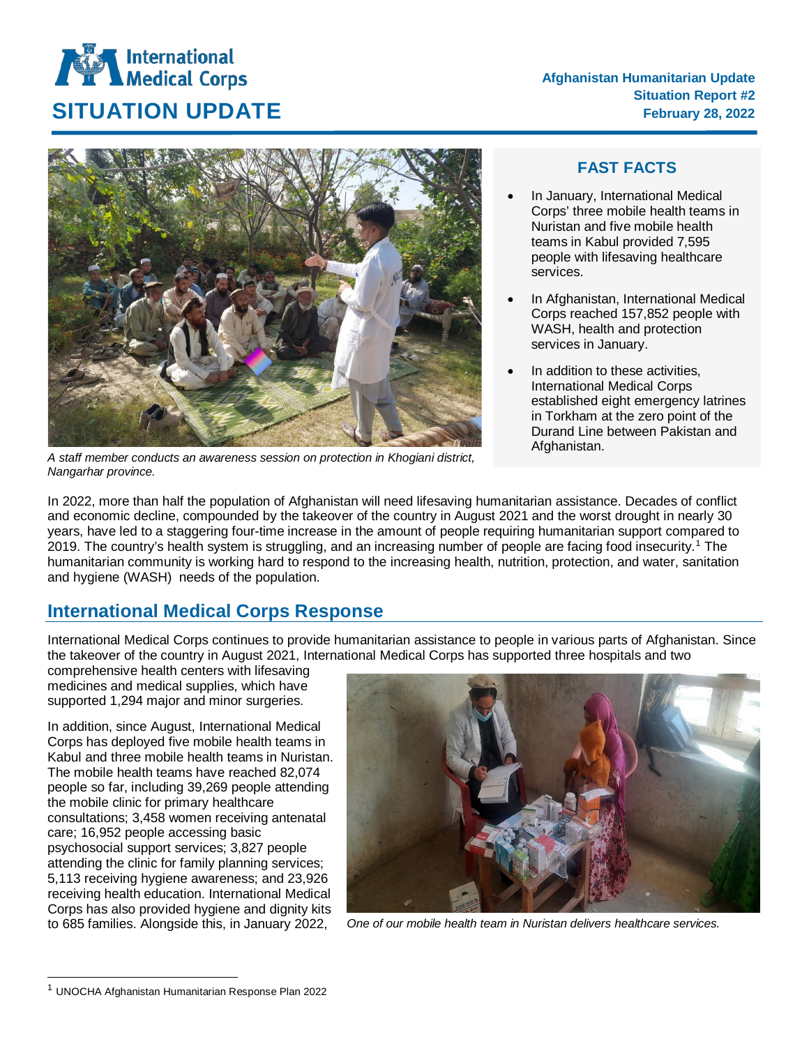# SITUATION UPDATE

**Afghanistan Humanitarian Update**
**Situation Report #2**
**February 28, 2022**

*A staff member conducts an awareness session on protection in Khogiani district, Nangarhar province.*

### FAST FACTS

- In January, International Medical Corps' three mobile health teams in Nuristan and five mobile health teams in Kabul provided 7,595 people with lifesaving healthcare services.
- In Afghanistan, International Medical Corps reached 157,852 people with WASH, health and protection services in January.
- In addition to these activities, International Medical Corps established eight emergency latrines in Torkham at the zero point of the Durand Line between Pakistan and Afghanistan.

In 2022, more than half the population of Afghanistan will need lifesaving humanitarian assistance. Decades of conflict and economic decline, compounded by the takeover of the country in August 2021 and the worst drought in nearly 30 years, have led to a staggering four-time increase in the amount of people requiring humanitarian support compared to 2019. The country's health system is struggling, and an increasing number of people are facing food insecurity.[1] The humanitarian community is working hard to respond to the increasing health, nutrition, protection, and water, sanitation and hygiene (WASH) needs of the population.

## International Medical Corps Response

International Medical Corps continues to provide humanitarian assistance to people in various parts of Afghanistan. Since the takeover of the country in August 2021, International Medical Corps has supported three hospitals and two comprehensive health centers with lifesaving medicines and medical supplies, which have supported 1,294 major and minor surgeries.

In addition, since August, International Medical Corps has deployed five mobile health teams in Kabul and three mobile health teams in Nuristan. The mobile health teams have reached 82,074 people so far, including 39,269 people attending the mobile clinic for primary healthcare consultations; 3,458 women receiving antenatal care; 16,952 people accessing basic psychosocial support services; 3,827 people attending the clinic for family planning services; 5,113 receiving hygiene awareness; and 23,926 receiving health education. International Medical Corps has also provided hygiene and dignity kits to 685 families. Alongside this, in January 2022,

*One of our mobile health team in Nuristan delivers healthcare services.*

[1] UNOCHA Afghanistan Humanitarian Response Plan 2022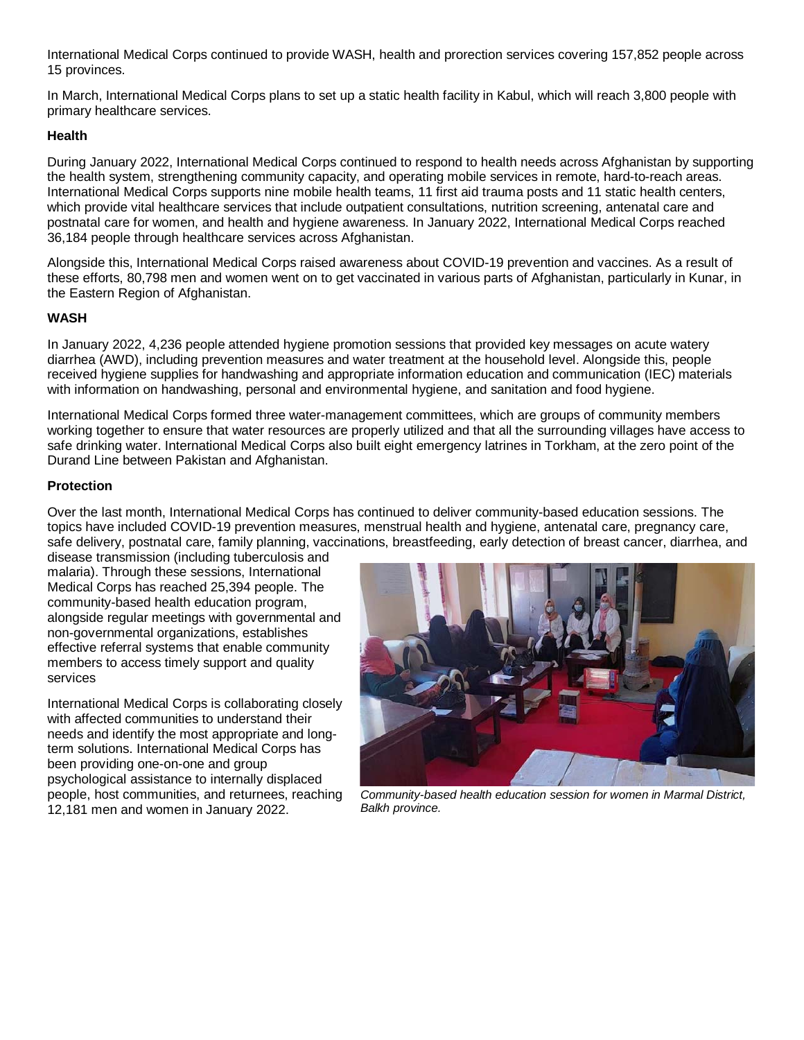International Medical Corps continued to provide WASH, health and prorection services covering 157,852 people across 15 provinces.

In March, International Medical Corps plans to set up a static health facility in Kabul, which will reach 3,800 people with primary healthcare services.

**Health**

During January 2022, International Medical Corps continued to respond to health needs across Afghanistan by supporting the health system, strengthening community capacity, and operating mobile services in remote, hard-to-reach areas. International Medical Corps supports nine mobile health teams, 11 first aid trauma posts and 11 static health centers, which provide vital healthcare services that include outpatient consultations, nutrition screening, antenatal care and postnatal care for women, and health and hygiene awareness. In January 2022, International Medical Corps reached 36,184 people through healthcare services across Afghanistan.

Alongside this, International Medical Corps raised awareness about COVID-19 prevention and vaccines. As a result of these efforts, 80,798 men and women went on to get vaccinated in various parts of Afghanistan, particularly in Kunar, in the Eastern Region of Afghanistan.

**WASH**

In January 2022, 4,236 people attended hygiene promotion sessions that provided key messages on acute watery diarrhea (AWD), including prevention measures and water treatment at the household level. Alongside this, people received hygiene supplies for handwashing and appropriate information education and communication (IEC) materials with information on handwashing, personal and environmental hygiene, and sanitation and food hygiene.

International Medical Corps formed three water-management committees, which are groups of community members working together to ensure that water resources are properly utilized and that all the surrounding villages have access to safe drinking water. International Medical Corps also built eight emergency latrines in Torkham, at the zero point of the Durand Line between Pakistan and Afghanistan.

**Protection**

Over the last month, International Medical Corps has continued to deliver community-based education sessions. The topics have included COVID-19 prevention measures, menstrual health and hygiene, antenatal care, pregnancy care, safe delivery, postnatal care, family planning, vaccinations, breastfeeding, early detection of breast cancer, diarrhea, and disease transmission (including tuberculosis and malaria). Through these sessions, International Medical Corps has reached 25,394 people. The community-based health education program, alongside regular meetings with governmental and non-governmental organizations, establishes effective referral systems that enable community members to access timely support and quality services

International Medical Corps is collaborating closely with affected communities to understand their needs and identify the most appropriate and long-term solutions. International Medical Corps has been providing one-on-one and group psychological assistance to internally displaced people, host communities, and returnees, reaching 12,181 men and women in January 2022.

*Community-based health education session for women in Marmal District, Balkh province.*